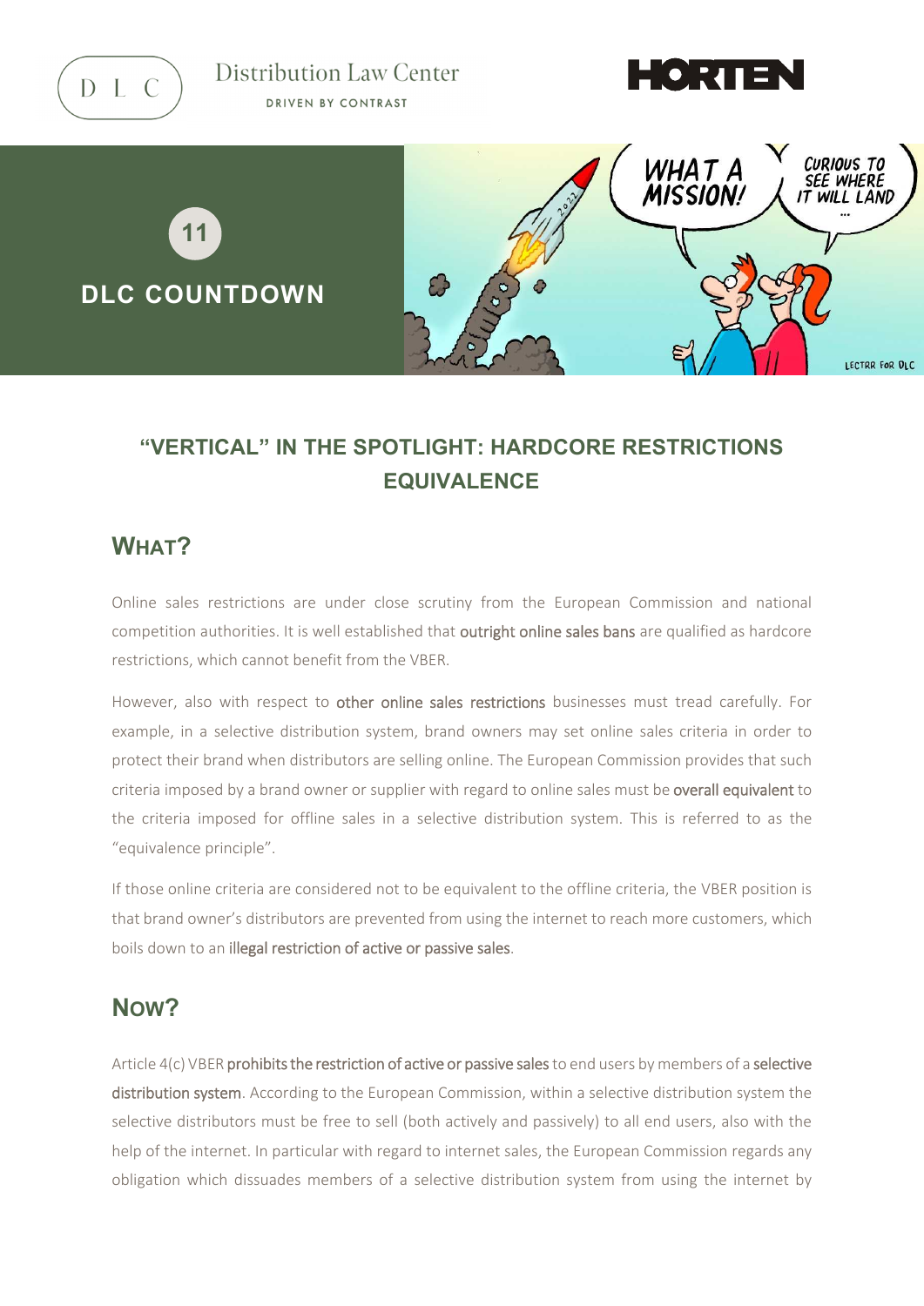Distribution Law Center

DRIVEN BY CONTRAST

11

**DLC COUNTDOWN**

## "VERTICAL" IN THE SPOTLIGHT: HARDCORE RESTRICTIONS EQUIVALENCE

## WHAT?

Online sales restrictions are under close scrutiny from the European Commission and national competition authorities. It is well established that **outright online sales bans** are qualified as hardcore restrictions, which cannot benefit from the VBER.

However, also with respect to **other online sales restrictions** businesses must tread carefully. For example, in a selective distribution system, brand owners may set online sales criteria in order to protect their brand when distributors are selling online. The European Commission provides that such criteria imposed by a brand owner or supplier with regard to online sales must be **overall equivalent** to the criteria imposed for offline sales in a selective distribution system. This is referred to as the "equivalence principle".

If those online criteria are considered not to be equivalent to the offline criteria, the VBER position is that brand owner's distributors are prevented from using the internet to reach more customers, which boils down to an **illegal restriction of active or passive sales**.

## NOW?

Article 4(c) VBER **prohibits the restriction of active or passive sales** to end users by members of a **selective distribution system**. According to the European Commission, within a selective distribution system the selective distributors must be free to sell (both actively and passively) to all end users, also with the help of the internet. In particular with regard to internet sales, the European Commission regards any obligation which dissuades members of a selective distribution system from using the internet by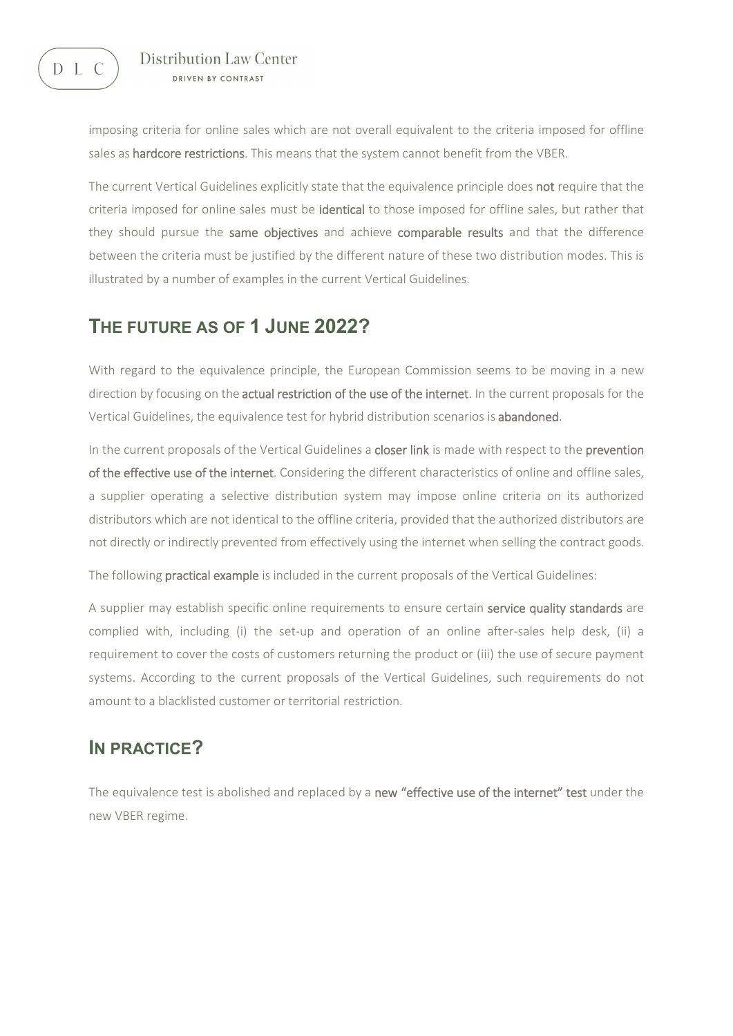imposing criteria for online sales which are not overall equivalent to the criteria imposed for offline sales as **hardcore restrictions**. This means that the system cannot benefit from the VBER.

The current Vertical Guidelines explicitly state that the equivalence principle does **not** require that the criteria imposed for online sales must be **identical** to those imposed for offline sales, but rather that they should pursue the **same objectives** and achieve **comparable results** and that the difference between the criteria must be justified by the different nature of these two distribution modes. This is illustrated by a number of examples in the current Vertical Guidelines.

## THE FUTURE AS OF 1 JUNE 2022?

With regard to the equivalence principle, the European Commission seems to be moving in a new direction by focusing on the **actual restriction of the use of the internet**. In the current proposals for the Vertical Guidelines, the equivalence test for hybrid distribution scenarios is **abandoned**.

In the current proposals of the Vertical Guidelines a **closer link** is made with respect to the **prevention of the effective use of the internet**. Considering the different characteristics of online and offline sales, a supplier operating a selective distribution system may impose online criteria on its authorized distributors which are not identical to the offline criteria, provided that the authorized distributors are not directly or indirectly prevented from effectively using the internet when selling the contract goods.

The following **practical example** is included in the current proposals of the Vertical Guidelines:

A supplier may establish specific online requirements to ensure certain **service quality standards** are complied with, including (i) the set-up and operation of an online after-sales help desk, (ii) a requirement to cover the costs of customers returning the product or (iii) the use of secure payment systems. According to the current proposals of the Vertical Guidelines, such requirements do not amount to a blacklisted customer or territorial restriction.

## IN PRACTICE?

The equivalence test is abolished and replaced by a **new "effective use of the internet" test** under the new VBER regime.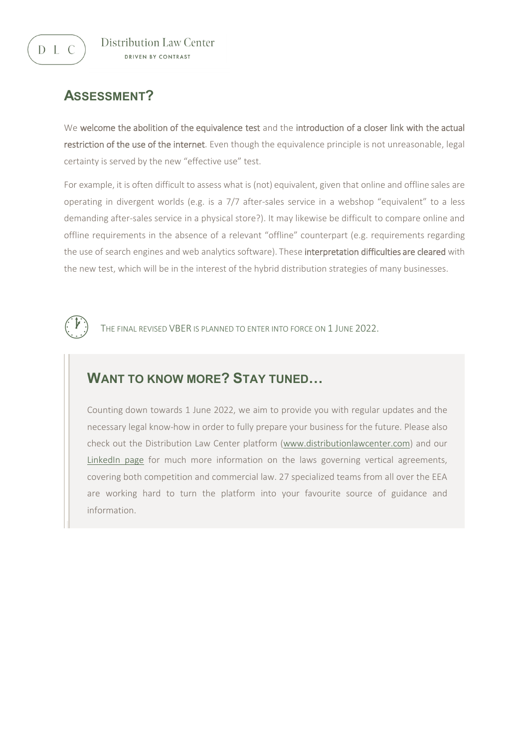## Assessment?

We **welcome the abolition of the equivalence test** and the **introduction of a closer link with the actual restriction of the use of the internet**. Even though the equivalence principle is not unreasonable, legal certainty is served by the new "effective use" test.

For example, it is often difficult to assess what is (not) equivalent, given that online and offline sales are operating in divergent worlds (e.g. is a 7/7 after-sales service in a webshop "equivalent" to a less demanding after-sales service in a physical store?). It may likewise be difficult to compare online and offline requirements in the absence of a relevant "offline" counterpart (e.g. requirements regarding the use of search engines and web analytics software). These **interpretation difficulties are cleared** with the new test, which will be in the interest of the hybrid distribution strategies of many businesses.

THE FINAL REVISED VBER IS PLANNED TO ENTER INTO FORCE ON 1 JUNE 2022.

## Want to know more? Stay tuned…

Counting down towards 1 June 2022, we aim to provide you with regular updates and the necessary legal know-how in order to fully prepare your business for the future. Please also check out the Distribution Law Center platform (www.distributionlawcenter.com) and our LinkedIn page for much more information on the laws governing vertical agreements, covering both competition and commercial law. 27 specialized teams from all over the EEA are working hard to turn the platform into your favourite source of guidance and information.